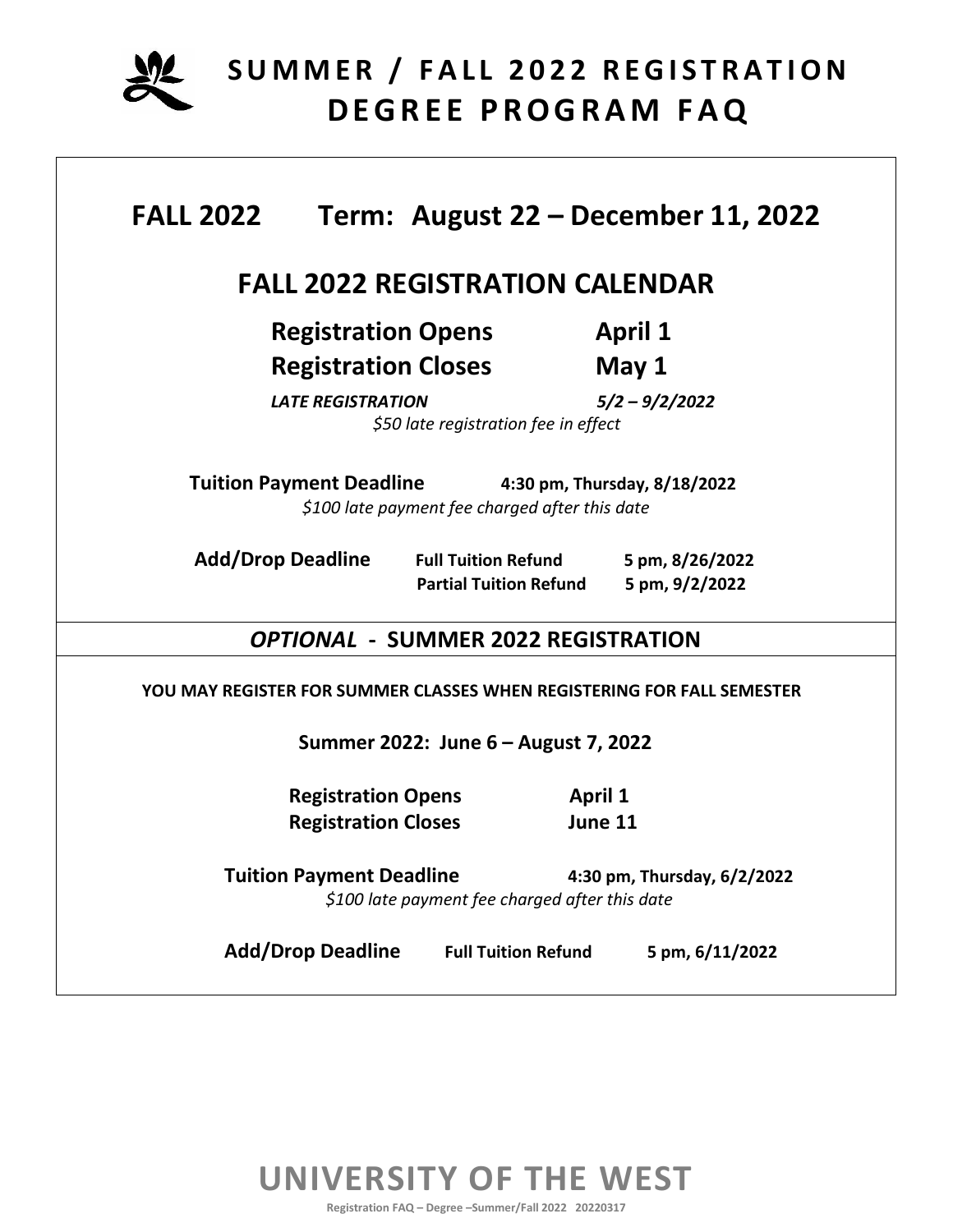# SUMMER / FALL 2022 REGISTRATION DEGREE PROGRAM FAQ

## FALL 2022 Term: August 22 – December 11, 2022

### FALL 2022 REGISTRATION CALENDAR

| | |
|---|---|
| **Registration Opens** | **April 1** |
| **Registration Closes** | **May 1** |
| ***LATE REGISTRATION*** | ***5/2 – 9/2/2022*** |

*$50 late registration fee in effect*

**Tuition Payment Deadline** **4:30 pm, Thursday, 8/18/2022**

*$100 late payment fee charged after this date*

| | | |
|---|---|---|
| **Add/Drop Deadline** | **Full Tuition Refund** | **5 pm, 8/26/2022** |
| | **Partial Tuition Refund** | **5 pm, 9/2/2022** |

### *OPTIONAL* - SUMMER 2022 REGISTRATION

**YOU MAY REGISTER FOR SUMMER CLASSES WHEN REGISTERING FOR FALL SEMESTER**

**Summer 2022: June 6 – August 7, 2022**

| | |
|---|---|
| **Registration Opens** | **April 1** |
| **Registration Closes** | **June 11** |

**Tuition Payment Deadline** **4:30 pm, Thursday, 6/2/2022**

*$100 late payment fee charged after this date*

| | | |
|---|---|---|
| **Add/Drop Deadline** | **Full Tuition Refund** | **5 pm, 6/11/2022** |

**UNIVERSITY OF THE WEST**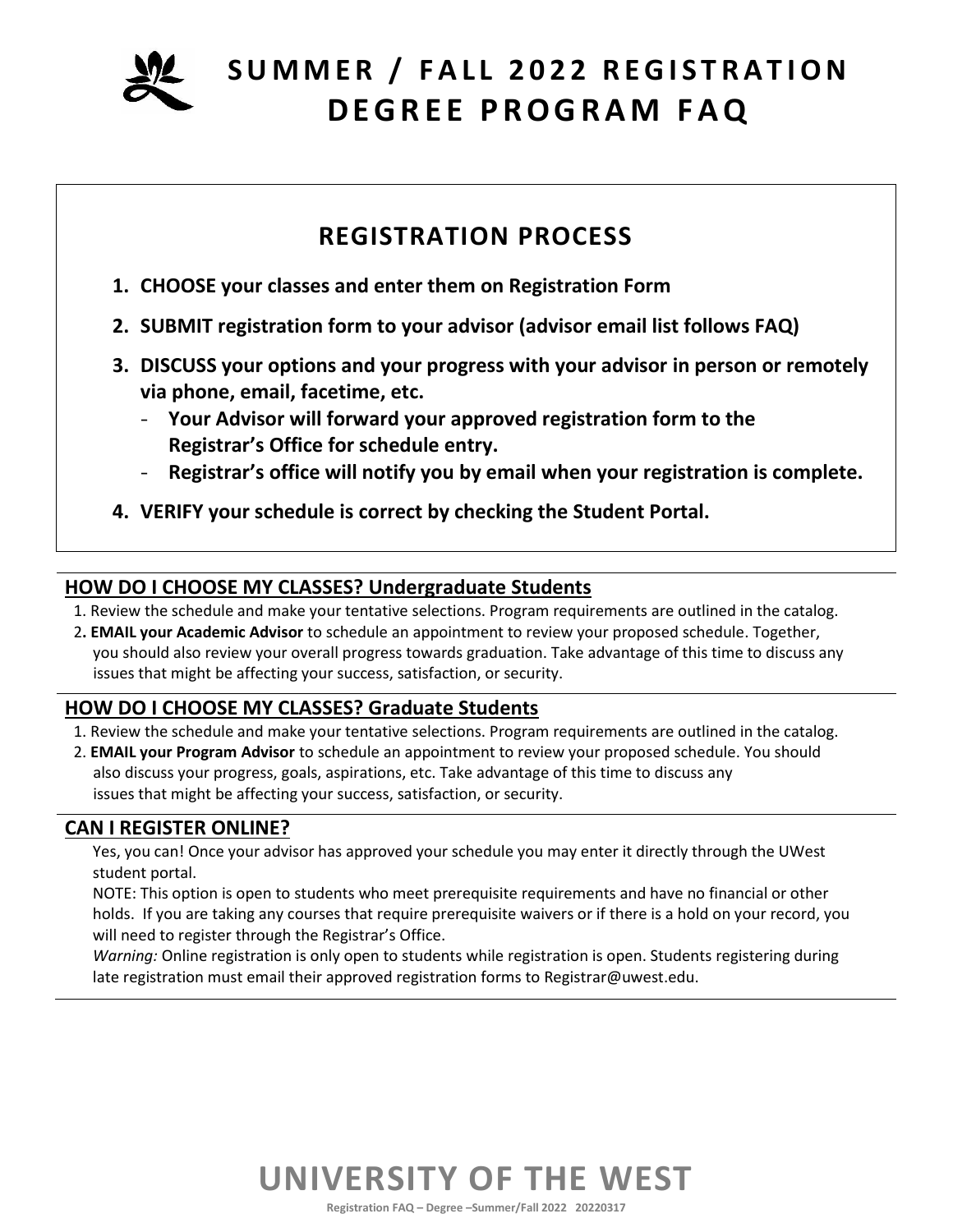# SUMMER / FALL 2022 REGISTRATION DEGREE PROGRAM FAQ

## REGISTRATION PROCESS

1. **CHOOSE your classes and enter them on Registration Form**
2. **SUBMIT registration form to your advisor (advisor email list follows FAQ)**
3. **DISCUSS your options and your progress with your advisor in person or remotely via phone, email, facetime, etc.**
   - **Your Advisor will forward your approved registration form to the Registrar's Office for schedule entry.**
   - **Registrar's office will notify you by email when your registration is complete.**
4. **VERIFY your schedule is correct by checking the Student Portal.**

## HOW DO I CHOOSE MY CLASSES? Undergraduate Students

1. Review the schedule and make your tentative selections. Program requirements are outlined in the catalog.
2. **EMAIL your Academic Advisor** to schedule an appointment to review your proposed schedule. Together, you should also review your overall progress towards graduation. Take advantage of this time to discuss any issues that might be affecting your success, satisfaction, or security.

## HOW DO I CHOOSE MY CLASSES? Graduate Students

1. Review the schedule and make your tentative selections. Program requirements are outlined in the catalog.
2. **EMAIL your Program Advisor** to schedule an appointment to review your proposed schedule. You should also discuss your progress, goals, aspirations, etc. Take advantage of this time to discuss any issues that might be affecting your success, satisfaction, or security.

## CAN I REGISTER ONLINE?

Yes, you can! Once your advisor has approved your schedule you may enter it directly through the UWest student portal.

NOTE: This option is open to students who meet prerequisite requirements and have no financial or other holds. If you are taking any courses that require prerequisite waivers or if there is a hold on your record, you will need to register through the Registrar's Office.

*Warning:* Online registration is only open to students while registration is open. Students registering during late registration must email their approved registration forms to Registrar@uwest.edu.

UNIVERSITY OF THE WEST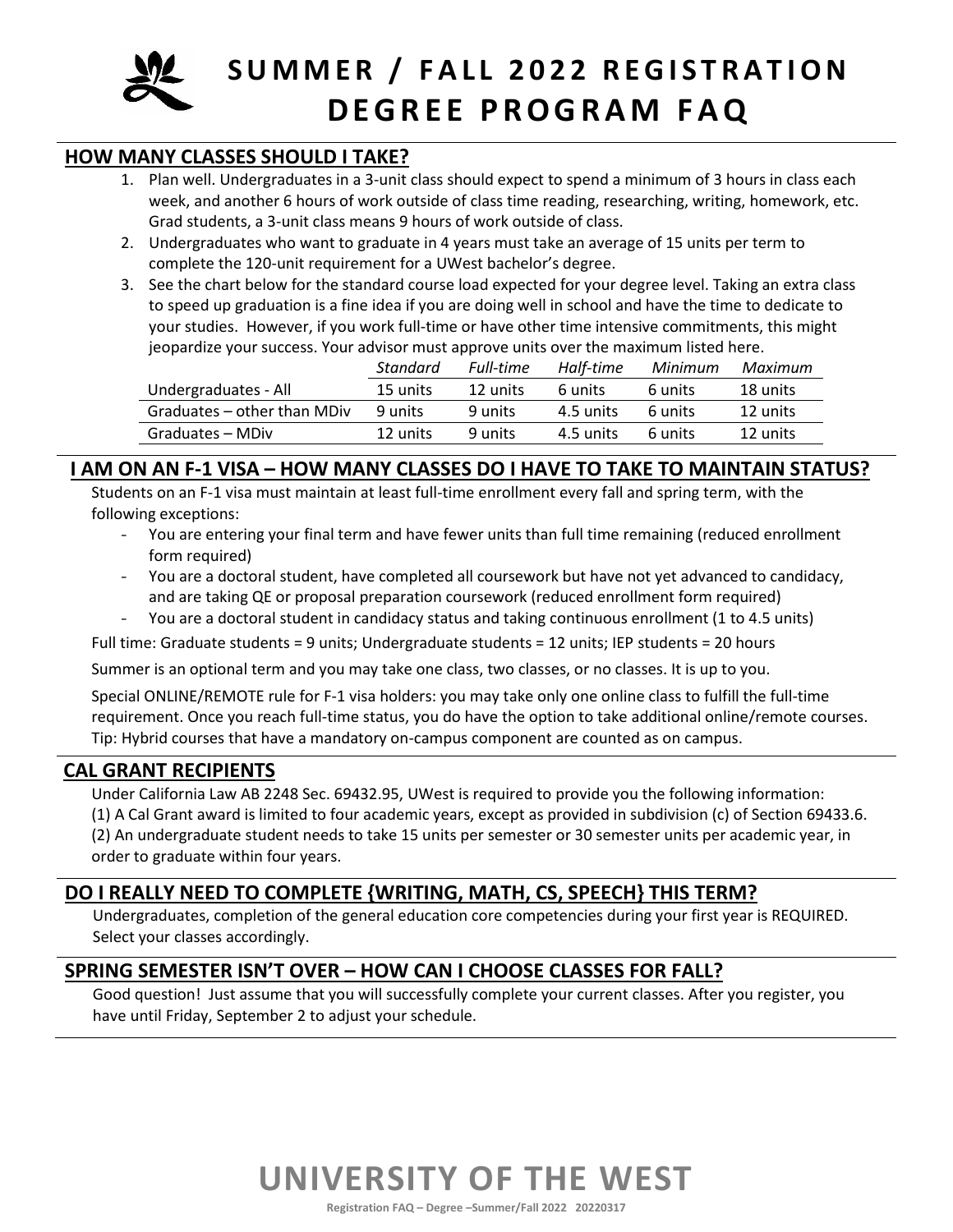# SUMMER / FALL 2022 REGISTRATION DEGREE PROGRAM FAQ

## HOW MANY CLASSES SHOULD I TAKE?

1. Plan well. Undergraduates in a 3-unit class should expect to spend a minimum of 3 hours in class each week, and another 6 hours of work outside of class time reading, researching, writing, homework, etc. Grad students, a 3-unit class means 9 hours of work outside of class.
2. Undergraduates who want to graduate in 4 years must take an average of 15 units per term to complete the 120-unit requirement for a UWest bachelor's degree.
3. See the chart below for the standard course load expected for your degree level. Taking an extra class to speed up graduation is a fine idea if you are doing well in school and have the time to dedicate to your studies. However, if you work full-time or have other time intensive commitments, this might jeopardize your success. Your advisor must approve units over the maximum listed here.

| | *Standard* | *Full-time* | *Half-time* | *Minimum* | *Maximum* |
|---|---|---|---|---|---|
| Undergraduates - All | 15 units | 12 units | 6 units | 6 units | 18 units |
| Graduates – other than MDiv | 9 units | 9 units | 4.5 units | 6 units | 12 units |
| Graduates – MDiv | 12 units | 9 units | 4.5 units | 6 units | 12 units |

## I AM ON AN F-1 VISA – HOW MANY CLASSES DO I HAVE TO TAKE TO MAINTAIN STATUS?

Students on an F-1 visa must maintain at least full-time enrollment every fall and spring term, with the following exceptions:

- You are entering your final term and have fewer units than full time remaining (reduced enrollment form required)
- You are a doctoral student, have completed all coursework but have not yet advanced to candidacy, and are taking QE or proposal preparation coursework (reduced enrollment form required)
- You are a doctoral student in candidacy status and taking continuous enrollment (1 to 4.5 units)

Full time: Graduate students = 9 units; Undergraduate students = 12 units; IEP students = 20 hours

Summer is an optional term and you may take one class, two classes, or no classes. It is up to you.

Special ONLINE/REMOTE rule for F-1 visa holders: you may take only one online class to fulfill the full-time requirement. Once you reach full-time status, you do have the option to take additional online/remote courses. Tip: Hybrid courses that have a mandatory on-campus component are counted as on campus.

## CAL GRANT RECIPIENTS

Under California Law AB 2248 Sec. 69432.95, UWest is required to provide you the following information:
(1) A Cal Grant award is limited to four academic years, except as provided in subdivision (c) of Section 69433.6.
(2) An undergraduate student needs to take 15 units per semester or 30 semester units per academic year, in order to graduate within four years.

## DO I REALLY NEED TO COMPLETE {WRITING, MATH, CS, SPEECH} THIS TERM?

Undergraduates, completion of the general education core competencies during your first year is REQUIRED. Select your classes accordingly.

## SPRING SEMESTER ISN'T OVER – HOW CAN I CHOOSE CLASSES FOR FALL?

Good question! Just assume that you will successfully complete your current classes. After you register, you have until Friday, September 2 to adjust your schedule.

# UNIVERSITY OF THE WEST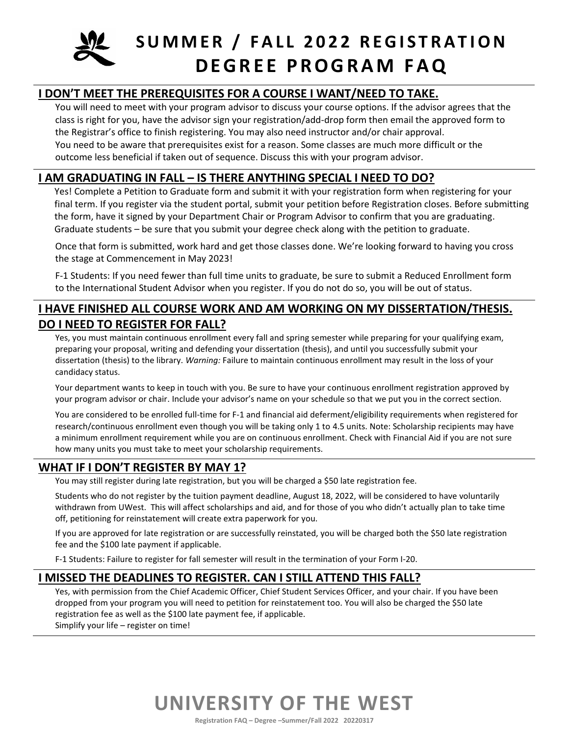# SUMMER / FALL 2022 REGISTRATION DEGREE PROGRAM FAQ

## I DON'T MEET THE PREREQUISITES FOR A COURSE I WANT/NEED TO TAKE.

You will need to meet with your program advisor to discuss your course options. If the advisor agrees that the class is right for you, have the advisor sign your registration/add-drop form then email the approved form to the Registrar's office to finish registering. You may also need instructor and/or chair approval.
You need to be aware that prerequisites exist for a reason. Some classes are much more difficult or the outcome less beneficial if taken out of sequence. Discuss this with your program advisor.

## I AM GRADUATING IN FALL – IS THERE ANYTHING SPECIAL I NEED TO DO?

Yes! Complete a Petition to Graduate form and submit it with your registration form when registering for your final term. If you register via the student portal, submit your petition before Registration closes. Before submitting the form, have it signed by your Department Chair or Program Advisor to confirm that you are graduating. Graduate students – be sure that you submit your degree check along with the petition to graduate.

Once that form is submitted, work hard and get those classes done. We're looking forward to having you cross the stage at Commencement in May 2023!

F-1 Students: If you need fewer than full time units to graduate, be sure to submit a Reduced Enrollment form to the International Student Advisor when you register. If you do not do so, you will be out of status.

## I HAVE FINISHED ALL COURSE WORK AND AM WORKING ON MY DISSERTATION/THESIS. DO I NEED TO REGISTER FOR FALL?

Yes, you must maintain continuous enrollment every fall and spring semester while preparing for your qualifying exam, preparing your proposal, writing and defending your dissertation (thesis), and until you successfully submit your dissertation (thesis) to the library. *Warning:* Failure to maintain continuous enrollment may result in the loss of your candidacy status.

Your department wants to keep in touch with you. Be sure to have your continuous enrollment registration approved by your program advisor or chair. Include your advisor's name on your schedule so that we put you in the correct section.

You are considered to be enrolled full-time for F-1 and financial aid deferment/eligibility requirements when registered for research/continuous enrollment even though you will be taking only 1 to 4.5 units. Note: Scholarship recipients may have a minimum enrollment requirement while you are on continuous enrollment. Check with Financial Aid if you are not sure how many units you must take to meet your scholarship requirements.

## WHAT IF I DON'T REGISTER BY MAY 1?

You may still register during late registration, but you will be charged a $50 late registration fee.

Students who do not register by the tuition payment deadline, August 18, 2022, will be considered to have voluntarily withdrawn from UWest. This will affect scholarships and aid, and for those of you who didn't actually plan to take time off, petitioning for reinstatement will create extra paperwork for you.

If you are approved for late registration or are successfully reinstated, you will be charged both the $50 late registration fee and the $100 late payment if applicable.

F-1 Students: Failure to register for fall semester will result in the termination of your Form I-20.

## I MISSED THE DEADLINES TO REGISTER. CAN I STILL ATTEND THIS FALL?

Yes, with permission from the Chief Academic Officer, Chief Student Services Officer, and your chair. If you have been dropped from your program you will need to petition for reinstatement too. You will also be charged the $50 late registration fee as well as the $100 late payment fee, if applicable.
Simplify your life – register on time!

# UNIVERSITY OF THE WEST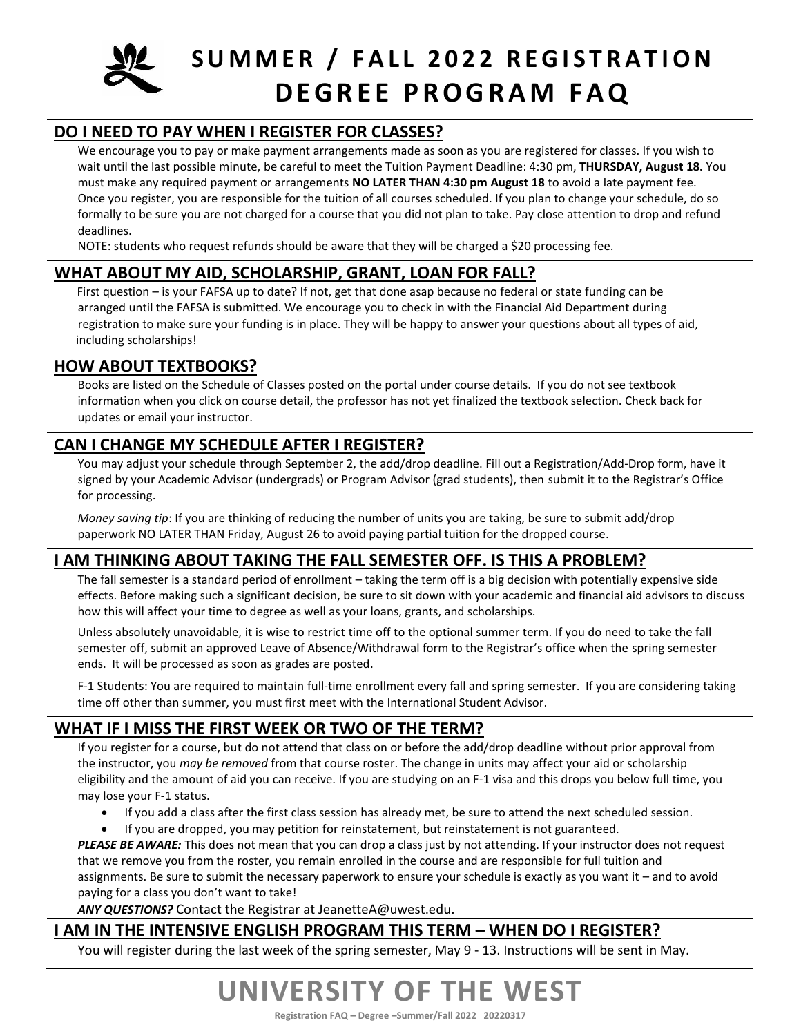# SUMMER / FALL 2022 REGISTRATION DEGREE PROGRAM FAQ

## DO I NEED TO PAY WHEN I REGISTER FOR CLASSES?

We encourage you to pay or make payment arrangements made as soon as you are registered for classes. If you wish to wait until the last possible minute, be careful to meet the Tuition Payment Deadline: 4:30 pm, **THURSDAY, August 18.** You must make any required payment or arrangements **NO LATER THAN 4:30 pm August 18** to avoid a late payment fee. Once you register, you are responsible for the tuition of all courses scheduled. If you plan to change your schedule, do so formally to be sure you are not charged for a course that you did not plan to take. Pay close attention to drop and refund deadlines.

NOTE: students who request refunds should be aware that they will be charged a $20 processing fee.

## WHAT ABOUT MY AID, SCHOLARSHIP, GRANT, LOAN FOR FALL?

First question – is your FAFSA up to date? If not, get that done asap because no federal or state funding can be arranged until the FAFSA is submitted. We encourage you to check in with the Financial Aid Department during registration to make sure your funding is in place. They will be happy to answer your questions about all types of aid, including scholarships!

## HOW ABOUT TEXTBOOKS?

Books are listed on the Schedule of Classes posted on the portal under course details. If you do not see textbook information when you click on course detail, the professor has not yet finalized the textbook selection. Check back for updates or email your instructor.

## CAN I CHANGE MY SCHEDULE AFTER I REGISTER?

You may adjust your schedule through September 2, the add/drop deadline. Fill out a Registration/Add-Drop form, have it signed by your Academic Advisor (undergrads) or Program Advisor (grad students), then submit it to the Registrar's Office for processing.

*Money saving tip*: If you are thinking of reducing the number of units you are taking, be sure to submit add/drop paperwork NO LATER THAN Friday, August 26 to avoid paying partial tuition for the dropped course.

## I AM THINKING ABOUT TAKING THE FALL SEMESTER OFF. IS THIS A PROBLEM?

The fall semester is a standard period of enrollment – taking the term off is a big decision with potentially expensive side effects. Before making such a significant decision, be sure to sit down with your academic and financial aid advisors to discuss how this will affect your time to degree as well as your loans, grants, and scholarships.

Unless absolutely unavoidable, it is wise to restrict time off to the optional summer term. If you do need to take the fall semester off, submit an approved Leave of Absence/Withdrawal form to the Registrar's office when the spring semester ends. It will be processed as soon as grades are posted.

F-1 Students: You are required to maintain full-time enrollment every fall and spring semester. If you are considering taking time off other than summer, you must first meet with the International Student Advisor.

## WHAT IF I MISS THE FIRST WEEK OR TWO OF THE TERM?

If you register for a course, but do not attend that class on or before the add/drop deadline without prior approval from the instructor, you *may be removed* from that course roster. The change in units may affect your aid or scholarship eligibility and the amount of aid you can receive. If you are studying on an F-1 visa and this drops you below full time, you may lose your F-1 status.

- If you add a class after the first class session has already met, be sure to attend the next scheduled session.
- If you are dropped, you may petition for reinstatement, but reinstatement is not guaranteed.

***PLEASE BE AWARE:*** This does not mean that you can drop a class just by not attending. If your instructor does not request that we remove you from the roster, you remain enrolled in the course and are responsible for full tuition and assignments. Be sure to submit the necessary paperwork to ensure your schedule is exactly as you want it – and to avoid paying for a class you don't want to take!

***ANY QUESTIONS?*** Contact the Registrar at JeanetteA@uwest.edu.

## I AM IN THE INTENSIVE ENGLISH PROGRAM THIS TERM – WHEN DO I REGISTER?

You will register during the last week of the spring semester, May 9 - 13. Instructions will be sent in May.

**UNIVERSITY OF THE WEST**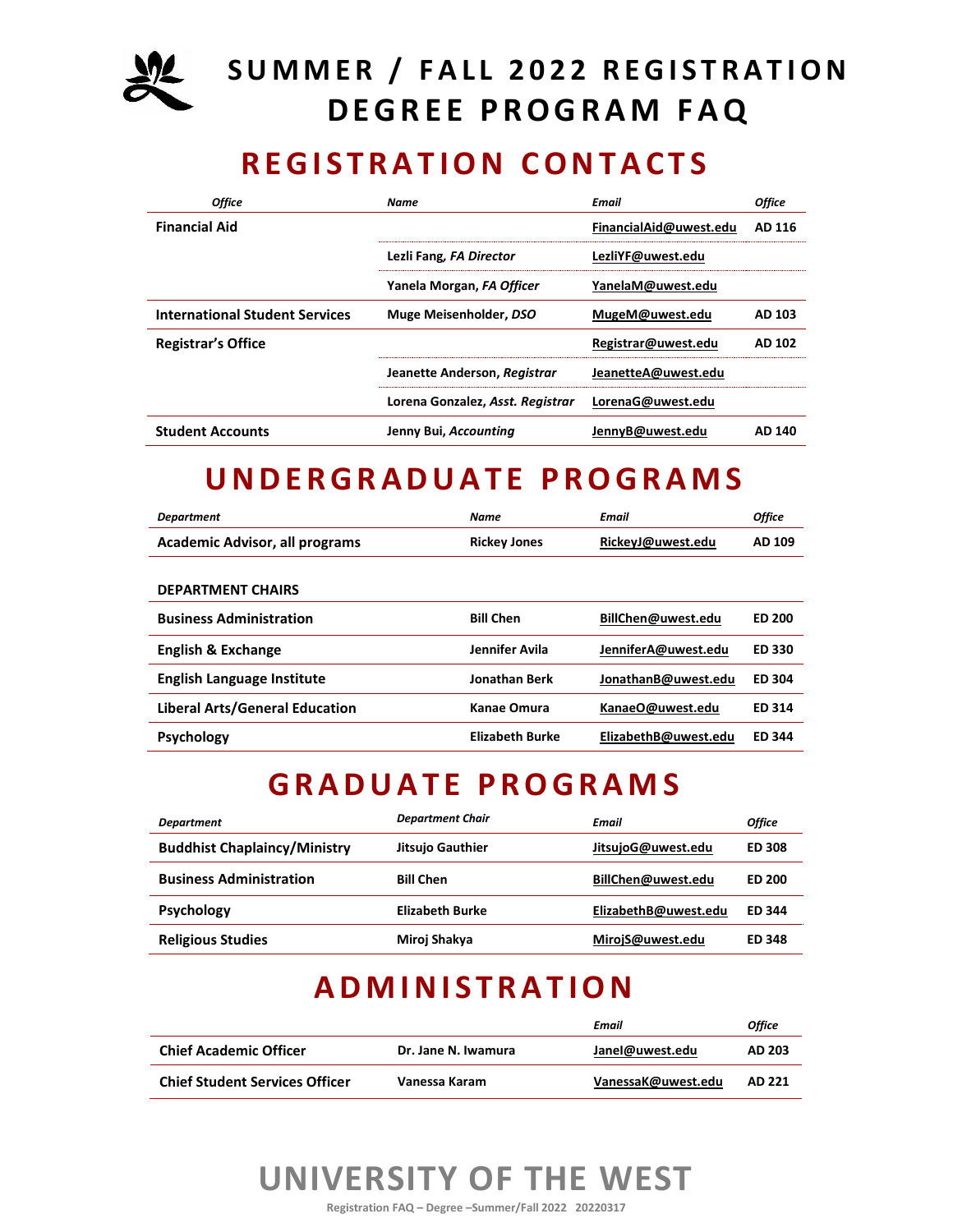# SUMMER / FALL 2022 REGISTRATION DEGREE PROGRAM FAQ

## REGISTRATION CONTACTS

| *Office* | *Name* | *Email* | *Office* |
|---|---|---|---|
| **Financial Aid** | | FinancialAid@uwest.edu | AD 116 |
| | Lezli Fang, *FA Director* | LezliYF@uwest.edu | |
| | Yanela Morgan, *FA Officer* | YanelaM@uwest.edu | |
| **International Student Services** | Muge Meisenholder, *DSO* | MugeM@uwest.edu | AD 103 |
| **Registrar's Office** | | Registrar@uwest.edu | AD 102 |
| | Jeanette Anderson, *Registrar* | JeanetteA@uwest.edu | |
| | Lorena Gonzalez, *Asst. Registrar* | LorenaG@uwest.edu | |
| **Student Accounts** | Jenny Bui, *Accounting* | JennyB@uwest.edu | AD 140 |

## UNDERGRADUATE PROGRAMS

| *Department* | *Name* | *Email* | *Office* |
|---|---|---|---|
| **Academic Advisor, all programs** | Rickey Jones | RickeyJ@uwest.edu | AD 109 |
| **DEPARTMENT CHAIRS** | | | |
| **Business Administration** | Bill Chen | BillChen@uwest.edu | ED 200 |
| **English & Exchange** | Jennifer Avila | JenniferA@uwest.edu | ED 330 |
| **English Language Institute** | Jonathan Berk | JonathanB@uwest.edu | ED 304 |
| **Liberal Arts/General Education** | Kanae Omura | KanaeO@uwest.edu | ED 314 |
| **Psychology** | Elizabeth Burke | ElizabethB@uwest.edu | ED 344 |

## GRADUATE PROGRAMS

| *Department* | *Department Chair* | *Email* | *Office* |
|---|---|---|---|
| **Buddhist Chaplaincy/Ministry** | Jitsujo Gauthier | JitsujoG@uwest.edu | ED 308 |
| **Business Administration** | Bill Chen | BillChen@uwest.edu | ED 200 |
| **Psychology** | Elizabeth Burke | ElizabethB@uwest.edu | ED 344 |
| **Religious Studies** | Miroj Shakya | MirojS@uwest.edu | ED 348 |

## ADMINISTRATION

| | | *Email* | *Office* |
|---|---|---|---|
| **Chief Academic Officer** | Dr. Jane N. Iwamura | JaneI@uwest.edu | AD 203 |
| **Chief Student Services Officer** | Vanessa Karam | VanessaK@uwest.edu | AD 221 |

**UNIVERSITY OF THE WEST**